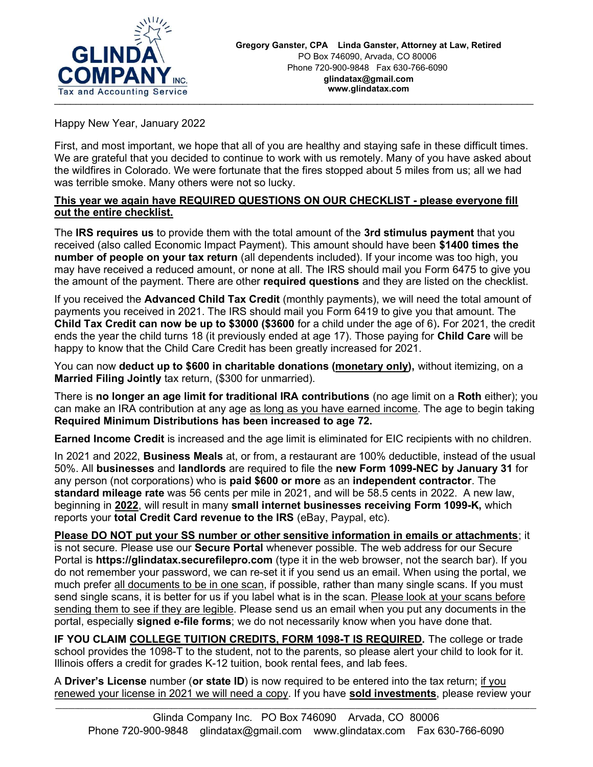**GLINDA COMPANY INC.**
Tax and Accounting Service

**Gregory Ganster, CPA    Linda Ganster, Attorney at Law, Retired**
PO Box 746090, Arvada, CO 80006
Phone 720-900-9848   Fax 630-766-6090
**glindatax@gmail.com**
**www.glindatax.com**

---

Happy New Year, January 2022

First, and most important, we hope that all of you are healthy and staying safe in these difficult times. We are grateful that you decided to continue to work with us remotely. Many of you have asked about the wildfires in Colorado. We were fortunate that the fires stopped about 5 miles from us; all we had was terrible smoke. Many others were not so lucky.

**<u>This year we again have REQUIRED QUESTIONS ON OUR CHECKLIST - please everyone fill out the entire checklist.</u>**

The **IRS requires us** to provide them with the total amount of the **3rd stimulus payment** that you received (also called Economic Impact Payment). This amount should have been **$1400 times the number of people on your tax return** (all dependents included). If your income was too high, you may have received a reduced amount, or none at all. The IRS should mail you Form 6475 to give you the amount of the payment. There are other **required questions** and they are listed on the checklist.

If you received the **Advanced Child Tax Credit** (monthly payments), we will need the total amount of payments you received in 2021. The IRS should mail you Form 6419 to give you that amount. The **Child Tax Credit can now be up to $3000 ($3600** for a child under the age of 6)**.** For 2021, the credit ends the year the child turns 18 (it previously ended at age 17). Those paying for **Child Care** will be happy to know that the Child Care Credit has been greatly increased for 2021.

You can now **deduct up to $600 in charitable donations (<u>monetary only</u>),** without itemizing, on a **Married Filing Jointly** tax return, ($300 for unmarried).

There is **no longer an age limit for traditional IRA contributions** (no age limit on a **Roth** either); you can make an IRA contribution at any age <u>as long as you have earned income</u>. The age to begin taking **Required Minimum Distributions has been increased to age 72.**

**Earned Income Credit** is increased and the age limit is eliminated for EIC recipients with no children.

In 2021 and 2022, **Business Meals** at, or from, a restaurant are 100% deductible, instead of the usual 50%. All **businesses** and **landlords** are required to file the **new Form 1099-NEC by January 31** for any person (not corporations) who is **paid $600 or more** as an **independent contractor**. The **standard mileage rate** was 56 cents per mile in 2021, and will be 58.5 cents in 2022. A new law, beginning in **<u>2022</u>**, will result in many **small internet businesses receiving Form 1099-K,** which reports your **total Credit Card revenue to the IRS** (eBay, Paypal, etc).

**<u>Please DO NOT put your SS number or other sensitive information in emails or attachments</u>**; it is not secure. Please use our **Secure Portal** whenever possible. The web address for our Secure Portal is **https://glindatax.securefilepro.com** (type it in the web browser, not the search bar). If you do not remember your password, we can re-set it if you send us an email. When using the portal, we much prefer <u>all documents to be in one scan</u>, if possible, rather than many single scans. If you must send single scans, it is better for us if you label what is in the scan. <u>Please look at your scans before sending them to see if they are legible</u>. Please send us an email when you put any documents in the portal, especially **signed e-file forms**; we do not necessarily know when you have done that.

**IF YOU CLAIM <u>COLLEGE TUITION CREDITS, FORM 1098-T IS REQUIRED</u>.** The college or trade school provides the 1098-T to the student, not to the parents, so please alert your child to look for it. Illinois offers a credit for grades K-12 tuition, book rental fees, and lab fees.

A **Driver's License** number (**or state ID**) is now required to be entered into the tax return; <u>if you renewed your license in 2021 we will need a copy</u>. If you have **<u>sold investments</u>**, please review your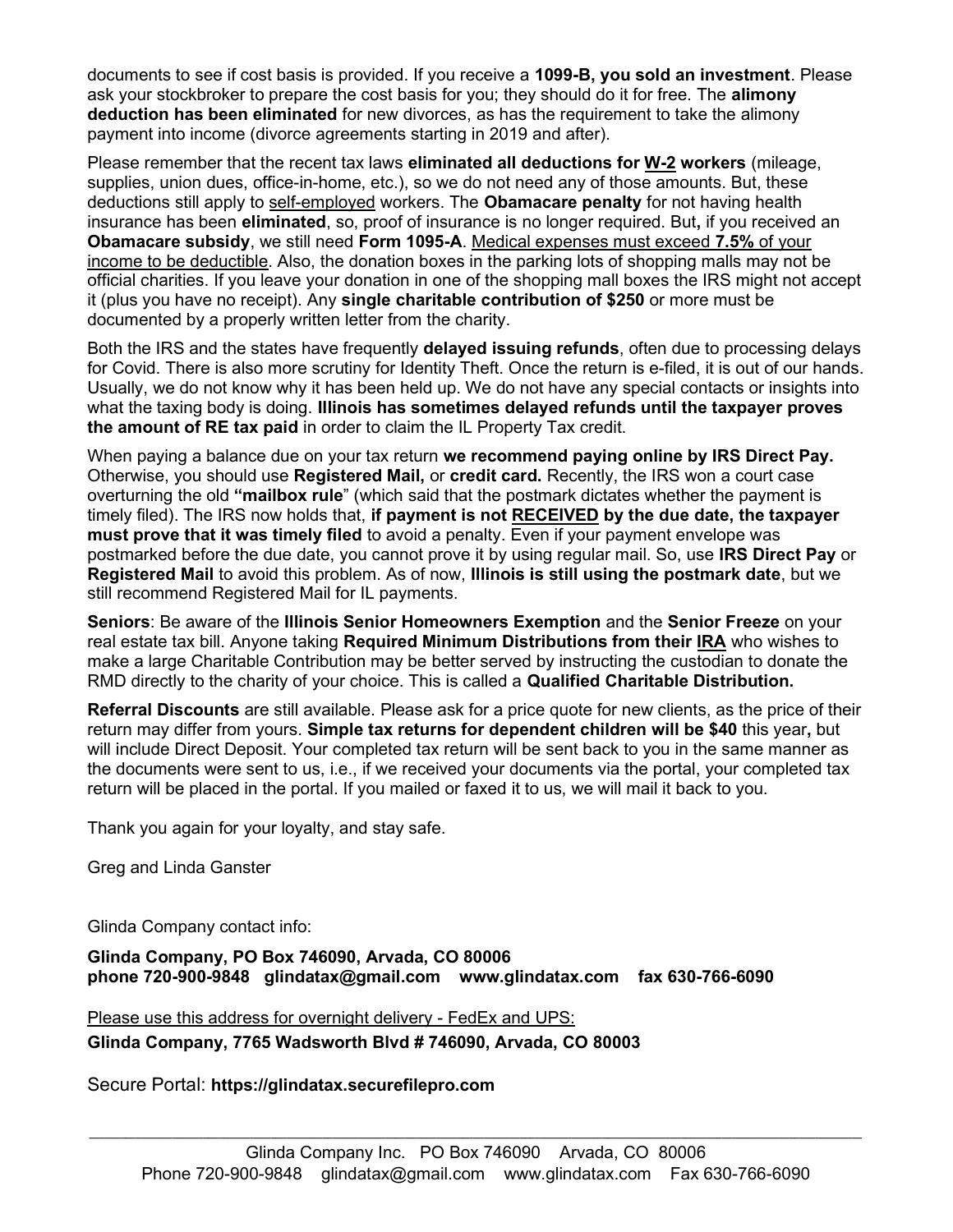documents to see if cost basis is provided. If you receive a **1099-B, you sold an investment**. Please ask your stockbroker to prepare the cost basis for you; they should do it for free. The **alimony deduction has been eliminated** for new divorces, as has the requirement to take the alimony payment into income (divorce agreements starting in 2019 and after).

Please remember that the recent tax laws **eliminated all deductions for W-2 workers** (mileage, supplies, union dues, office-in-home, etc.), so we do not need any of those amounts. But, these deductions still apply to self-employed workers. The **Obamacare penalty** for not having health insurance has been **eliminated**, so, proof of insurance is no longer required. But**,** if you received an **Obamacare subsidy**, we still need **Form 1095-A**. Medical expenses must exceed **7.5%** of your income to be deductible. Also, the donation boxes in the parking lots of shopping malls may not be official charities. If you leave your donation in one of the shopping mall boxes the IRS might not accept it (plus you have no receipt). Any **single charitable contribution of $250** or more must be documented by a properly written letter from the charity.

Both the IRS and the states have frequently **delayed issuing refunds**, often due to processing delays for Covid. There is also more scrutiny for Identity Theft. Once the return is e-filed, it is out of our hands. Usually, we do not know why it has been held up. We do not have any special contacts or insights into what the taxing body is doing. **Illinois has sometimes delayed refunds until the taxpayer proves the amount of RE tax paid** in order to claim the IL Property Tax credit.

When paying a balance due on your tax return **we recommend paying online by IRS Direct Pay.** Otherwise, you should use **Registered Mail,** or **credit card.** Recently, the IRS won a court case overturning the old **"mailbox rule"** (which said that the postmark dictates whether the payment is timely filed). The IRS now holds that, **if payment is not RECEIVED by the due date, the taxpayer must prove that it was timely filed** to avoid a penalty. Even if your payment envelope was postmarked before the due date, you cannot prove it by using regular mail. So, use **IRS Direct Pay** or **Registered Mail** to avoid this problem. As of now, **Illinois is still using the postmark date**, but we still recommend Registered Mail for IL payments.

**Seniors**: Be aware of the **Illinois Senior Homeowners Exemption** and the **Senior Freeze** on your real estate tax bill. Anyone taking **Required Minimum Distributions from their IRA** who wishes to make a large Charitable Contribution may be better served by instructing the custodian to donate the RMD directly to the charity of your choice. This is called a **Qualified Charitable Distribution.**

**Referral Discounts** are still available. Please ask for a price quote for new clients, as the price of their return may differ from yours. **Simple tax returns for dependent children will be $40** this year**,** but will include Direct Deposit. Your completed tax return will be sent back to you in the same manner as the documents were sent to us, i.e., if we received your documents via the portal, your completed tax return will be placed in the portal. If you mailed or faxed it to us, we will mail it back to you.

Thank you again for your loyalty, and stay safe.

Greg and Linda Ganster

Glinda Company contact info:

**Glinda Company, PO Box 746090, Arvada, CO 80006**
**phone 720-900-9848 glindatax@gmail.com www.glindatax.com fax 630-766-6090**

Please use this address for overnight delivery - FedEx and UPS:
**Glinda Company, 7765 Wadsworth Blvd # 746090, Arvada, CO 80003**

Secure Portal: **https://glindatax.securefilepro.com**